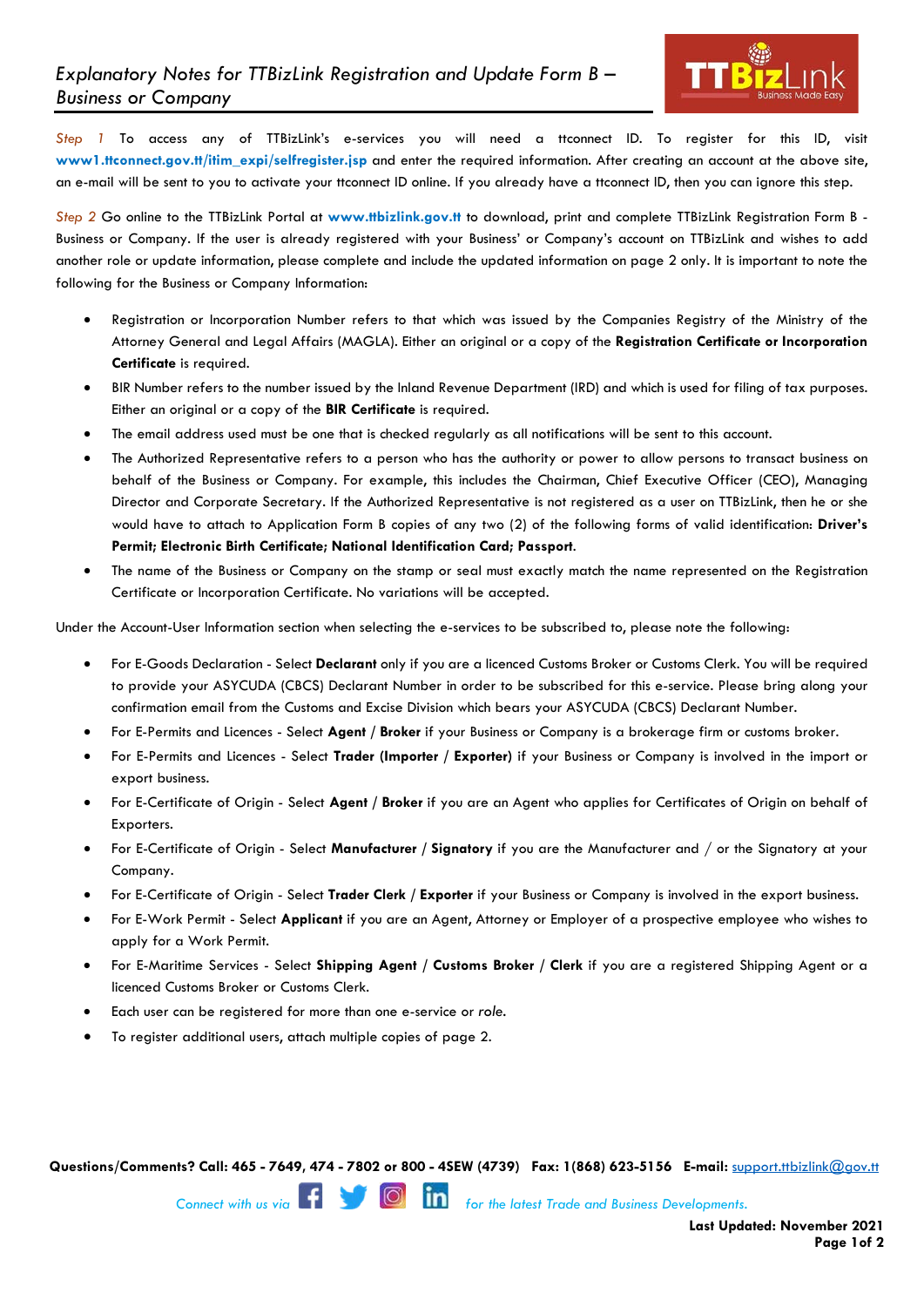# *Explanatory Notes for TTBizLink Registration and Update Form B – Business or Company*

*Step 1* To access any of TTBizLink's e-services you will need a ttconnect ID. To register for this ID, visit **www1.ttconnect.gov.tt/itim_expi/selfregister.jsp** and enter the required information. After creating an account at the above site, an e-mail will be sent to you to activate your ttconnect ID online. If you already have a ttconnect ID, then you can ignore this step.

*Step 2* Go online to the TTBizLink Portal at **www.ttbizlink.gov.tt** to download, print and complete TTBizLink Registration Form B - Business or Company. If the user is already registered with your Business' or Company's account on TTBizLink and wishes to add another role or update information, please complete and include the updated information on page 2 only. It is important to note the following for the Business or Company Information:

- Registration or Incorporation Number refers to that which was issued by the Companies Registry of the Ministry of the Attorney General and Legal Affairs (MAGLA). Either an original or a copy of the **Registration Certificate or Incorporation Certificate** is required.
- BIR Number refers to the number issued by the Inland Revenue Department (IRD) and which is used for filing of tax purposes. Either an original or a copy of the **BIR Certificate** is required.
- The email address used must be one that is checked regularly as all notifications will be sent to this account.
- The Authorized Representative refers to a person who has the authority or power to allow persons to transact business on behalf of the Business or Company. For example, this includes the Chairman, Chief Executive Officer (CEO), Managing Director and Corporate Secretary. If the Authorized Representative is not registered as a user on TTBizLink, then he or she would have to attach to Application Form B copies of any two (2) of the following forms of valid identification: **Driver's Permit; Electronic Birth Certificate; National Identification Card; Passport**.
- The name of the Business or Company on the stamp or seal must exactly match the name represented on the Registration Certificate or Incorporation Certificate. No variations will be accepted.

Under the Account-User Information section when selecting the e-services to be subscribed to, please note the following:

- For E-Goods Declaration - Select **Declarant** only if you are a licenced Customs Broker or Customs Clerk. You will be required to provide your ASYCUDA (CBCS) Declarant Number in order to be subscribed for this e-service. Please bring along your confirmation email from the Customs and Excise Division which bears your ASYCUDA (CBCS) Declarant Number.
- For E-Permits and Licences - Select **Agent** / **Broker** if your Business or Company is a brokerage firm or customs broker.
- For E-Permits and Licences - Select **Trader (Importer** / **Exporter)** if your Business or Company is involved in the import or export business.
- For E-Certificate of Origin - Select **Agent** / **Broker** if you are an Agent who applies for Certificates of Origin on behalf of Exporters.
- For E-Certificate of Origin - Select **Manufacturer** / **Signatory** if you are the Manufacturer and / or the Signatory at your Company.
- For E-Certificate of Origin - Select **Trader Clerk** / **Exporter** if your Business or Company is involved in the export business.
- For E-Work Permit - Select **Applicant** if you are an Agent, Attorney or Employer of a prospective employee who wishes to apply for a Work Permit.
- For E-Maritime Services - Select **Shipping Agent** / **Customs Broker** / **Clerk** if you are a registered Shipping Agent or a licenced Customs Broker or Customs Clerk.
- Each user can be registered for more than one e-service or *role*.
- To register additional users, attach multiple copies of page 2.

**Questions/Comments? Call: 465 - 7649, 474 - 7802 or 800 - 4SEW (4739) Fax: 1(868) 623-5156 E-mail:** support.ttbizlink@gov.tt

*Connect with us via* *for the latest Trade and Business Developments.*

**Last Updated: November 2021**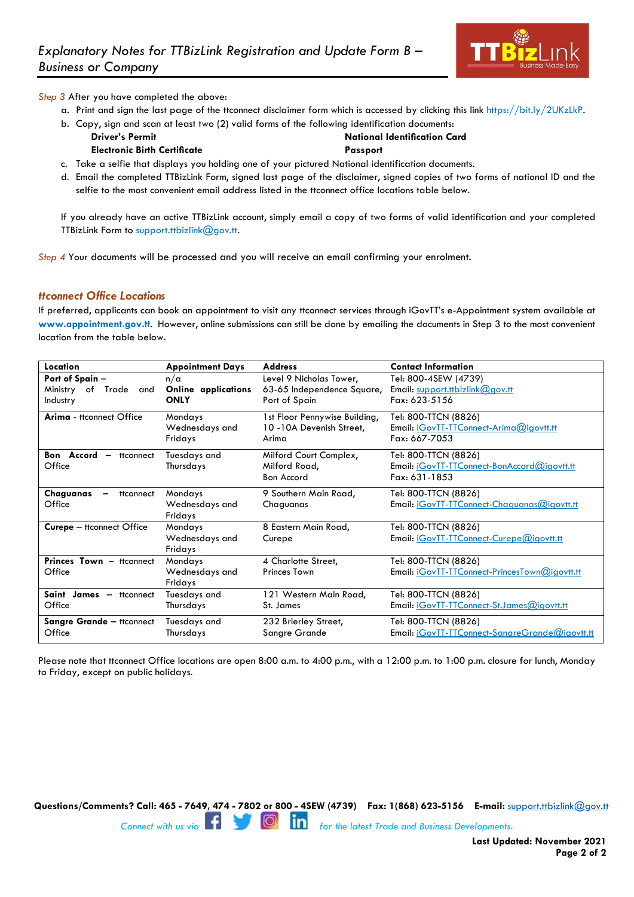*Step 3* After you have completed the above:

a. Print and sign the last page of the ttconnect disclaimer form which is accessed by clicking this link https://bit.ly/2UKzLkP.
b. Copy, sign and scan at least two (2) valid forms of the following identification documents:

   **Driver's Permit** **National Identification Card**
   **Electronic Birth Certificate** **Passport**

c. Take a selfie that displays you holding one of your pictured National identification documents.
d. Email the completed TTBizLink Form, signed last page of the disclaimer, signed copies of two forms of national ID and the selfie to the most convenient email address listed in the ttconnect office locations table below.

If you already have an active TTBizLink account, simply email a copy of two forms of valid identification and your completed TTBizLink Form to support.ttbizlink@gov.tt.

*Step 4* Your documents will be processed and you will receive an email confirming your enrolment.

## *ttconnect Office Locations*

If preferred, applicants can book an appointment to visit any ttconnect services through iGovTT's e-Appointment system available at **www.appointment.gov.tt**. However, online submissions can still be done by emailing the documents in Step 3 to the most convenient location from the table below.

| Location | Appointment Days | Address | Contact Information |
|---|---|---|---|
| **Port of Spain** – Ministry of Trade and Industry | n/a **Online applications ONLY** | Level 9 Nicholas Tower, 63-65 Independence Square, Port of Spain | Tel: 800-4SEW (4739) Email: support.ttbizlink@gov.tt Fax: 623-5156 |
| **Arima** - ttconnect Office | Mondays Wednesdays and Fridays | 1st Floor Pennywise Building, 10 -10A Devenish Street, Arima | Tel: 800-TTCN (8826) Email: iGovTT-TTConnect-Arima@igovtt.tt Fax: 667-7053 |
| **Bon Accord** – ttconnect Office | Tuesdays and Thursdays | Milford Court Complex, Milford Road, Bon Accord | Tel: 800-TTCN (8826) Email: iGovTT-TTConnect-BonAccord@igovtt.tt Fax: 631-1853 |
| **Chaguanas** – ttconnect Office | Mondays Wednesdays and Fridays | 9 Southern Main Road, Chaguanas | Tel: 800-TTCN (8826) Email: iGovTT-TTConnect-Chaguanas@igovtt.tt |
| **Curepe** – ttconnect Office | Mondays Wednesdays and Fridays | 8 Eastern Main Road, Curepe | Tel: 800-TTCN (8826) Email: iGovTT-TTConnect-Curepe@igovtt.tt |
| **Princes Town** – ttconnect Office | Mondays Wednesdays and Fridays | 4 Charlotte Street, Princes Town | Tel: 800-TTCN (8826) Email: iGovTT-TTConnect-PrincesTown@igovtt.tt |
| **Saint James** – ttconnect Office | Tuesdays and Thursdays | 121 Western Main Road, St. James | Tel: 800-TTCN (8826) Email: iGovTT-TTConnect-St.James@igovtt.tt |
| **Sangre Grande** – ttconnect Office | Tuesdays and Thursdays | 232 Brierley Street, Sangre Grande | Tel: 800-TTCN (8826) Email: iGovTT-TTConnect-SangreGrande@igovtt.tt |

Please note that ttconnect Office locations are open 8:00 a.m. to 4:00 p.m., with a 12:00 p.m. to 1:00 p.m. closure for lunch, Monday to Friday, except on public holidays.

**Questions/Comments? Call: 465 - 7649, 474 - 7802 or 800 - 4SEW (4739) Fax: 1(868) 623-5156 E-mail:** support.ttbizlink@gov.tt

*Connect with us via* *for the latest Trade and Business Developments.*

**Last Updated: November 2021**